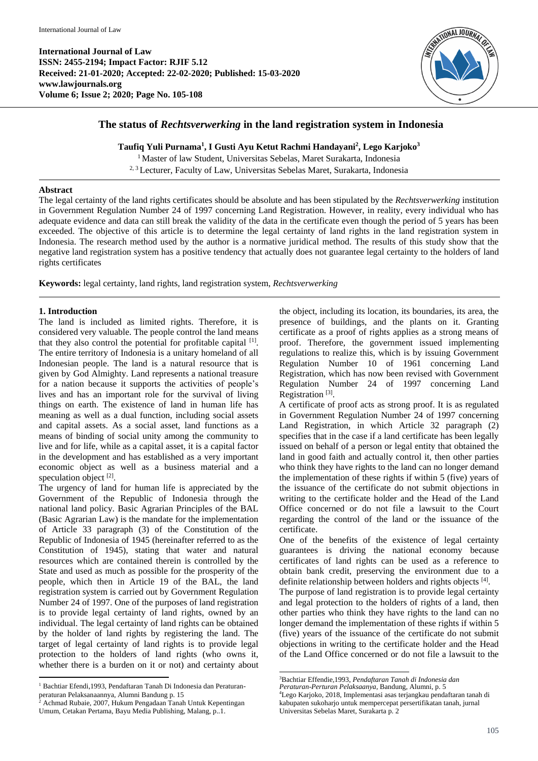**International Journal of Law**
**ISSN: 2455-2194; Impact Factor: RJIF 5.12**
**Received: 21-01-2020; Accepted: 22-02-2020; Published: 15-03-2020**
**www.lawjournals.org**
**Volume 6; Issue 2; 2020; Page No. 105-108**

# The status of *Rechtsverwerking* in the land registration system in Indonesia

**Taufiq Yuli Purnama[1], I Gusti Ayu Ketut Rachmi Handayani[2], Lego Karjoko[3]**

[1] Master of law Student, Universitas Sebelas, Maret Surakarta, Indonesia
[2, 3] Lecturer, Faculty of Law, Universitas Sebelas Maret, Surakarta, Indonesia

## Abstract

The legal certainty of the land rights certificates should be absolute and has been stipulated by the *Rechtsverwerking* institution in Government Regulation Number 24 of 1997 concerning Land Registration. However, in reality, every individual who has adequate evidence and data can still break the validity of the data in the certificate even though the period of 5 years has been exceeded. The objective of this article is to determine the legal certainty of land rights in the land registration system in Indonesia. The research method used by the author is a normative juridical method. The results of this study show that the negative land registration system has a positive tendency that actually does not guarantee legal certainty to the holders of land rights certificates

**Keywords:** legal certainty, land rights, land registration system, *Rechtsverwerking*

## 1. Introduction

The land is included as limited rights. Therefore, it is considered very valuable. The people control the land means that they also control the potential for profitable capital [1]. The entire territory of Indonesia is a unitary homeland of all Indonesian people. The land is a natural resource that is given by God Almighty. Land represents a national treasure for a nation because it supports the activities of people's lives and has an important role for the survival of living things on earth. The existence of land in human life has meaning as well as a dual function, including social assets and capital assets. As a social asset, land functions as a means of binding of social unity among the community to live and for life, while as a capital asset, it is a capital factor in the development and has established as a very important economic object as well as a business material and a speculation object [2].

The urgency of land for human life is appreciated by the Government of the Republic of Indonesia through the national land policy. Basic Agrarian Principles of the BAL (Basic Agrarian Law) is the mandate for the implementation of Article 33 paragraph (3) of the Constitution of the Republic of Indonesia of 1945 (hereinafter referred to as the Constitution of 1945), stating that water and natural resources which are contained therein is controlled by the State and used as much as possible for the prosperity of the people, which then in Article 19 of the BAL, the land registration system is carried out by Government Regulation Number 24 of 1997. One of the purposes of land registration is to provide legal certainty of land rights, owned by an individual. The legal certainty of land rights can be obtained by the holder of land rights by registering the land. The target of legal certainty of land rights is to provide legal protection to the holders of land rights (who owns it, whether there is a burden on it or not) and certainty about the object, including its location, its boundaries, its area, the presence of buildings, and the plants on it. Granting certificate as a proof of rights applies as a strong means of proof. Therefore, the government issued implementing regulations to realize this, which is by issuing Government Regulation Number 10 of 1961 concerning Land Registration, which has now been revised with Government Regulation Number 24 of 1997 concerning Land Registration [3].

A certificate of proof acts as strong proof. It is as regulated in Government Regulation Number 24 of 1997 concerning Land Registration, in which Article 32 paragraph (2) specifies that in the case if a land certificate has been legally issued on behalf of a person or legal entity that obtained the land in good faith and actually control it, then other parties who think they have rights to the land can no longer demand the implementation of these rights if within 5 (five) years of the issuance of the certificate do not submit objections in writing to the certificate holder and the Head of the Land Office concerned or do not file a lawsuit to the Court regarding the control of the land or the issuance of the certificate.

One of the benefits of the existence of legal certainty guarantees is driving the national economy because certificates of land rights can be used as a reference to obtain bank credit, preserving the environment due to a definite relationship between holders and rights objects [4].

The purpose of land registration is to provide legal certainty and legal protection to the holders of rights of a land, then other parties who think they have rights to the land can no longer demand the implementation of these rights if within 5 (five) years of the issuance of the certificate do not submit objections in writing to the certificate holder and the Head of the Land Office concerned or do not file a lawsuit to the

---

[1] Bachtiar Efendi,1993, Pendaftaran Tanah Di Indonesia dan Peraturan-peraturan Pelaksanaannya, Alumni Bandung p. 15

[2] Achmad Rubaie, 2007, Hukum Pengadaan Tanah Untuk Kepentingan Umum, Cetakan Pertama, Bayu Media Publishing, Malang, p..1.

[3] Bachtiar Effendie,1993, *Pendaftaran Tanah di Indonesia dan Peraturan-Perturan Pelaksaanya*, Bandung, Alumni, p. 5

[4] Lego Karjoko, 2018, Implementasi asas terjangkau pendaftaran tanah di kabupaten sukoharjo untuk mempercepat persertifikatan tanah, jurnal Universitas Sebelas Maret, Surakarta p. 2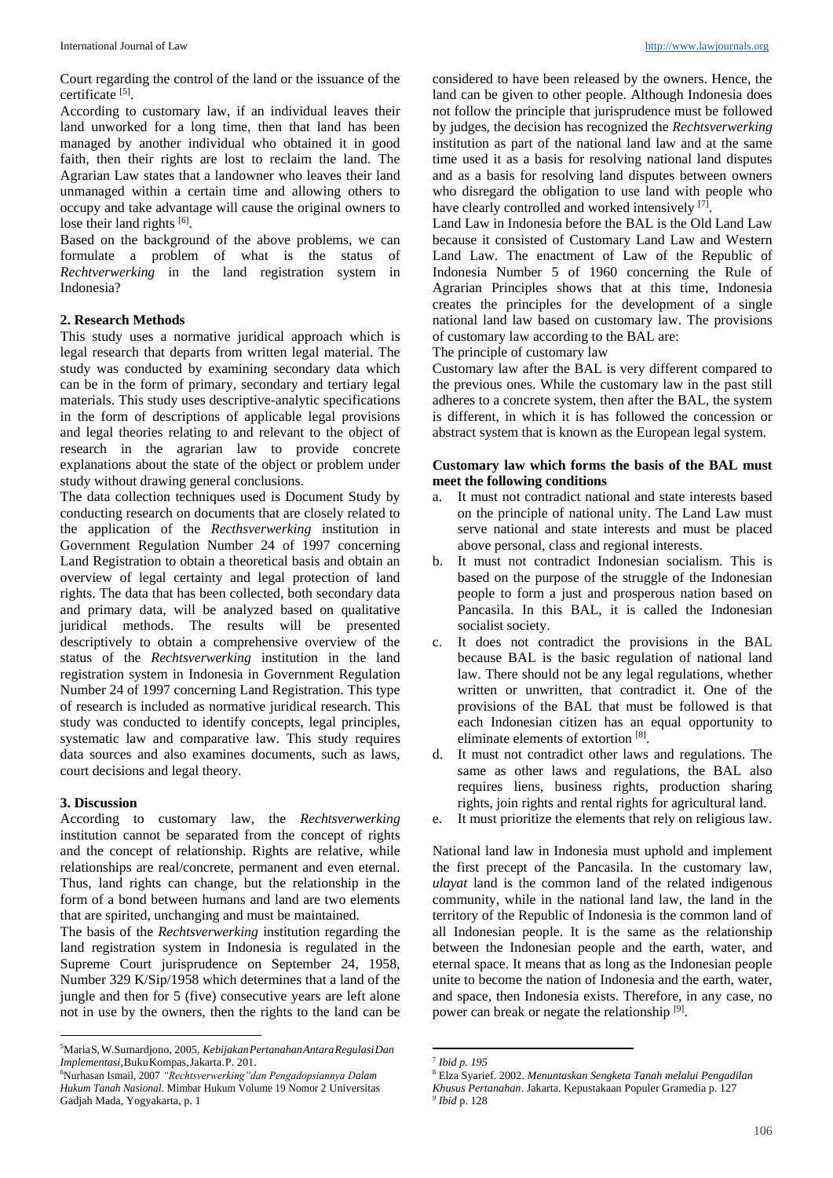Court regarding the control of the land or the issuance of the certificate [5].

According to customary law, if an individual leaves their land unworked for a long time, then that land has been managed by another individual who obtained it in good faith, then their rights are lost to reclaim the land. The Agrarian Law states that a landowner who leaves their land unmanaged within a certain time and allowing others to occupy and take advantage will cause the original owners to lose their land rights [6].

Based on the background of the above problems, we can formulate a problem of what is the status of *Rechtverwerking* in the land registration system in Indonesia?

## 2. Research Methods

This study uses a normative juridical approach which is legal research that departs from written legal material. The study was conducted by examining secondary data which can be in the form of primary, secondary and tertiary legal materials. This study uses descriptive-analytic specifications in the form of descriptions of applicable legal provisions and legal theories relating to and relevant to the object of research in the agrarian law to provide concrete explanations about the state of the object or problem under study without drawing general conclusions.

The data collection techniques used is Document Study by conducting research on documents that are closely related to the application of the *Recthsverwerking* institution in Government Regulation Number 24 of 1997 concerning Land Registration to obtain a theoretical basis and obtain an overview of legal certainty and legal protection of land rights. The data that has been collected, both secondary data and primary data, will be analyzed based on qualitative juridical methods. The results will be presented descriptively to obtain a comprehensive overview of the status of the *Rechtsverwerking* institution in the land registration system in Indonesia in Government Regulation Number 24 of 1997 concerning Land Registration. This type of research is included as normative juridical research. This study was conducted to identify concepts, legal principles, systematic law and comparative law. This study requires data sources and also examines documents, such as laws, court decisions and legal theory.

## 3. Discussion

According to customary law, the *Rechtsverwerking* institution cannot be separated from the concept of rights and the concept of relationship. Rights are relative, while relationships are real/concrete, permanent and even eternal. Thus, land rights can change, but the relationship in the form of a bond between humans and land are two elements that are spirited, unchanging and must be maintained.

The basis of the *Rechtsverwerking* institution regarding the land registration system in Indonesia is regulated in the Supreme Court jurisprudence on September 24, 1958, Number 329 K/Sip/1958 which determines that a land of the jungle and then for 5 (five) consecutive years are left alone not in use by the owners, then the rights to the land can be considered to have been released by the owners. Hence, the land can be given to other people. Although Indonesia does not follow the principle that jurisprudence must be followed by judges, the decision has recognized the *Rechtsverwerking* institution as part of the national land law and at the same time used it as a basis for resolving national land disputes and as a basis for resolving land disputes between owners who disregard the obligation to use land with people who have clearly controlled and worked intensively [7].

Land Law in Indonesia before the BAL is the Old Land Law because it consisted of Customary Land Law and Western Land Law. The enactment of Law of the Republic of Indonesia Number 5 of 1960 concerning the Rule of Agrarian Principles shows that at this time, Indonesia creates the principles for the development of a single national land law based on customary law. The provisions of customary law according to the BAL are:

The principle of customary law

Customary law after the BAL is very different compared to the previous ones. While the customary law in the past still adheres to a concrete system, then after the BAL, the system is different, in which it is has followed the concession or abstract system that is known as the European legal system.

**Customary law which forms the basis of the BAL must meet the following conditions**

a. It must not contradict national and state interests based on the principle of national unity. The Land Law must serve national and state interests and must be placed above personal, class and regional interests.
b. It must not contradict Indonesian socialism. This is based on the purpose of the struggle of the Indonesian people to form a just and prosperous nation based on Pancasila. In this BAL, it is called the Indonesian socialist society.
c. It does not contradict the provisions in the BAL because BAL is the basic regulation of national land law. There should not be any legal regulations, whether written or unwritten, that contradict it. One of the provisions of the BAL that must be followed is that each Indonesian citizen has an equal opportunity to eliminate elements of extortion [8].
d. It must not contradict other laws and regulations. The same as other laws and regulations, the BAL also requires liens, business rights, production sharing rights, join rights and rental rights for agricultural land.
e. It must prioritize the elements that rely on religious law.

National land law in Indonesia must uphold and implement the first precept of the Pancasila. In the customary law, *ulayat* land is the common land of the related indigenous community, while in the national land law, the land in the territory of the Republic of Indonesia is the common land of all Indonesian people. It is the same as the relationship between the Indonesian people and the earth, water, and eternal space. It means that as long as the Indonesian people unite to become the nation of Indonesia and the earth, water, and space, then Indonesia exists. Therefore, in any case, no power can break or negate the relationship [9].

---

[5] Maria S, W. Sumardjono, 2005, *Kebijakan Pertanahan Antara Regulasi Dan Implementasi*, Buku Kompas, Jakarta. P. 201.

[6] Nurhasan Ismail, 2007 *"Rechtsverwerking" dan Pengadopsiannya Dalam Hukum Tanah Nasional*. Mimbar Hukum Volume 19 Nomor 2 Universitas Gadjah Mada, Yogyakarta, p. 1

[7] *Ibid p. 195*

[8] Elza Syarief. 2002. *Menuntaskan Sengketa Tanah melalui Pengadilan Khusus Pertanahan*. Jakarta. Kepustakaan Populer Gramedia p. 127

[9] *Ibid* p. 128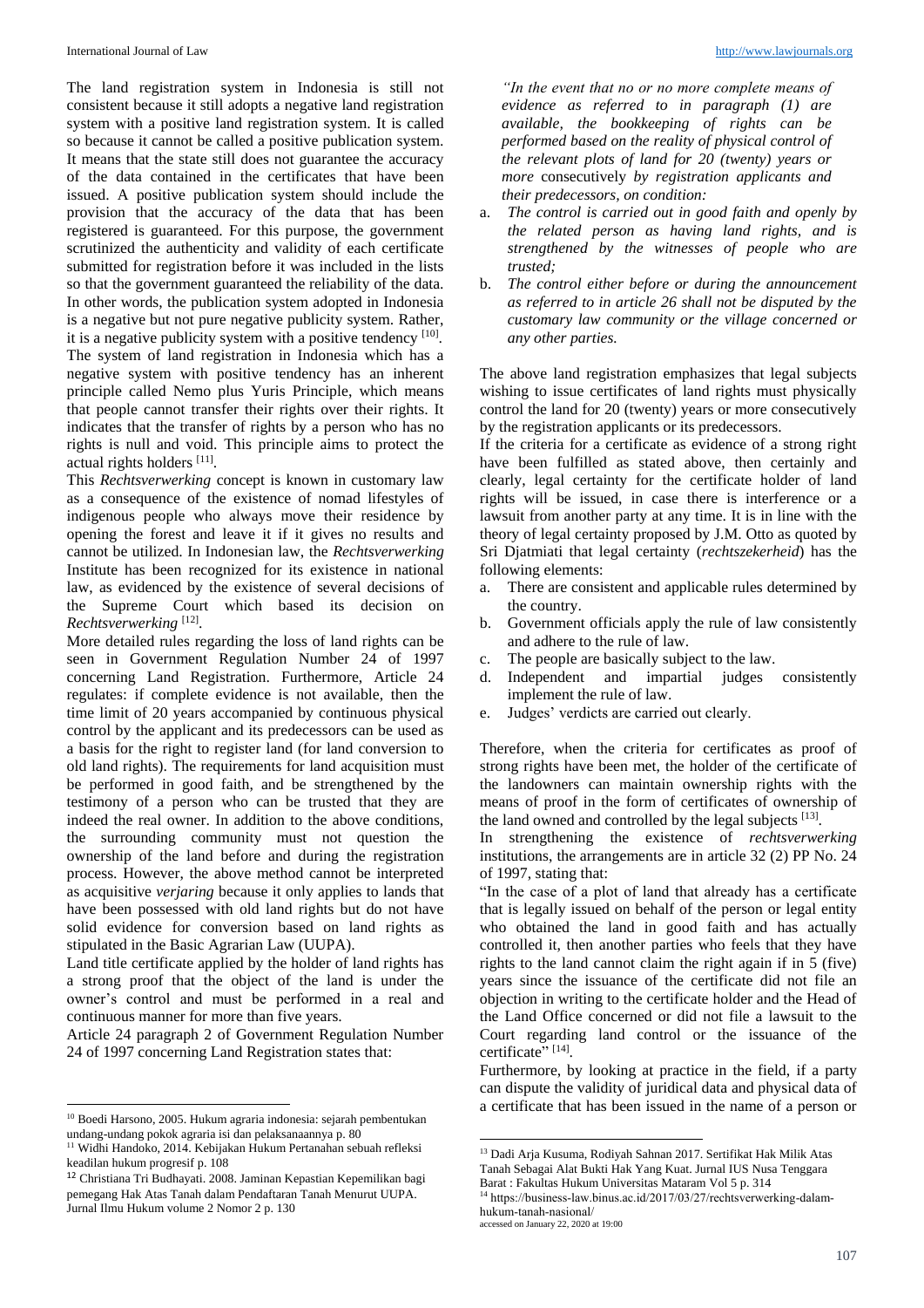The land registration system in Indonesia is still not consistent because it still adopts a negative land registration system with a positive land registration system. It is called so because it cannot be called a positive publication system. It means that the state still does not guarantee the accuracy of the data contained in the certificates that have been issued. A positive publication system should include the provision that the accuracy of the data that has been registered is guaranteed. For this purpose, the government scrutinized the authenticity and validity of each certificate submitted for registration before it was included in the lists so that the government guaranteed the reliability of the data. In other words, the publication system adopted in Indonesia is a negative but not pure negative publicity system. Rather, it is a negative publicity system with a positive tendency [10].

The system of land registration in Indonesia which has a negative system with positive tendency has an inherent principle called Nemo plus Yuris Principle, which means that people cannot transfer their rights over their rights. It indicates that the transfer of rights by a person who has no rights is null and void. This principle aims to protect the actual rights holders [11].

This *Rechtsverwerking* concept is known in customary law as a consequence of the existence of nomad lifestyles of indigenous people who always move their residence by opening the forest and leave it if it gives no results and cannot be utilized. In Indonesian law, the *Rechtsverwerking* Institute has been recognized for its existence in national law, as evidenced by the existence of several decisions of the Supreme Court which based its decision on *Rechtsverwerking* [12].

More detailed rules regarding the loss of land rights can be seen in Government Regulation Number 24 of 1997 concerning Land Registration. Furthermore, Article 24 regulates: if complete evidence is not available, then the time limit of 20 years accompanied by continuous physical control by the applicant and its predecessors can be used as a basis for the right to register land (for land conversion to old land rights). The requirements for land acquisition must be performed in good faith, and be strengthened by the testimony of a person who can be trusted that they are indeed the real owner. In addition to the above conditions, the surrounding community must not question the ownership of the land before and during the registration process. However, the above method cannot be interpreted as acquisitive *verjaring* because it only applies to lands that have been possessed with old land rights but do not have solid evidence for conversion based on land rights as stipulated in the Basic Agrarian Law (UUPA).

Land title certificate applied by the holder of land rights has a strong proof that the object of the land is under the owner's control and must be performed in a real and continuous manner for more than five years.

Article 24 paragraph 2 of Government Regulation Number 24 of 1997 concerning Land Registration states that:

*"In the event that no or no more complete means of evidence as referred to in paragraph (1) are available, the bookkeeping of rights can be performed based on the reality of physical control of the relevant plots of land for 20 (twenty) years or more* consecutively *by registration applicants and their predecessors, on condition:*

a. *The control is carried out in good faith and openly by the related person as having land rights, and is strengthened by the witnesses of people who are trusted;*
b. *The control either before or during the announcement as referred to in article 26 shall not be disputed by the customary law community or the village concerned or any other parties.*

The above land registration emphasizes that legal subjects wishing to issue certificates of land rights must physically control the land for 20 (twenty) years or more consecutively by the registration applicants or its predecessors.

If the criteria for a certificate as evidence of a strong right have been fulfilled as stated above, then certainly and clearly, legal certainty for the certificate holder of land rights will be issued, in case there is interference or a lawsuit from another party at any time. It is in line with the theory of legal certainty proposed by J.M. Otto as quoted by Sri Djatmiati that legal certainty (*rechtszekerheid*) has the following elements:

a. There are consistent and applicable rules determined by the country.
b. Government officials apply the rule of law consistently and adhere to the rule of law.
c. The people are basically subject to the law.
d. Independent and impartial judges consistently implement the rule of law.
e. Judges' verdicts are carried out clearly.

Therefore, when the criteria for certificates as proof of strong rights have been met, the holder of the certificate of the landowners can maintain ownership rights with the means of proof in the form of certificates of ownership of the land owned and controlled by the legal subjects [13].

In strengthening the existence of *rechtsverwerking* institutions, the arrangements are in article 32 (2) PP No. 24 of 1997, stating that:

"In the case of a plot of land that already has a certificate that is legally issued on behalf of the person or legal entity who obtained the land in good faith and has actually controlled it, then another parties who feels that they have rights to the land cannot claim the right again if in 5 (five) years since the issuance of the certificate did not file an objection in writing to the certificate holder and the Head of the Land Office concerned or did not file a lawsuit to the Court regarding land control or the issuance of the certificate" [14].

Furthermore, by looking at practice in the field, if a party can dispute the validity of juridical data and physical data of a certificate that has been issued in the name of a person or

---

[10] Boedi Harsono, 2005. Hukum agraria indonesia: sejarah pembentukan undang-undang pokok agraria isi dan pelaksanaannya p. 80

[11] Widhi Handoko, 2014. Kebijakan Hukum Pertanahan sebuah refleksi keadilan hukum progresif p. 108

[12] Christiana Tri Budhayati. 2008. Jaminan Kepastian Kepemilikan bagi pemegang Hak Atas Tanah dalam Pendaftaran Tanah Menurut UUPA. Jurnal Ilmu Hukum volume 2 Nomor 2 p. 130

[13] Dadi Arja Kusuma, Rodiyah Sahnan 2017. Sertifikat Hak Milik Atas Tanah Sebagai Alat Bukti Hak Yang Kuat. Jurnal IUS Nusa Tenggara Barat : Fakultas Hukum Universitas Mataram Vol 5 p. 314

[14] https://business-law.binus.ac.id/2017/03/27/rechtsverwerking-dalam-hukum-tanah-nasional/ accessed on January 22, 2020 at 19:00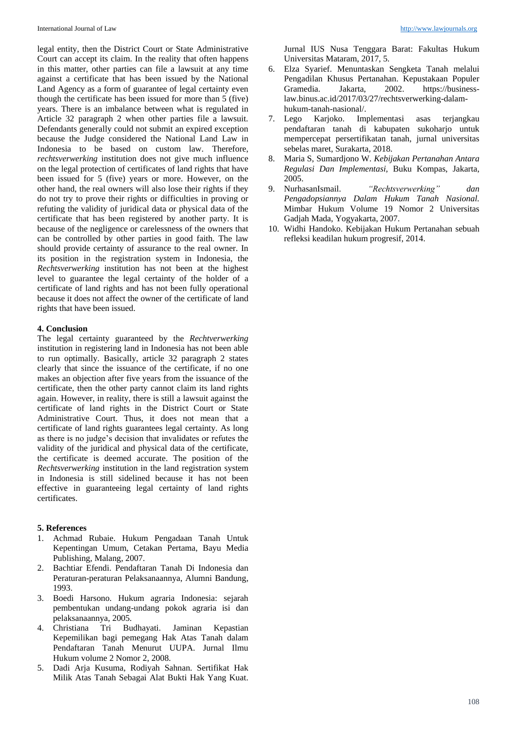legal entity, then the District Court or State Administrative Court can accept its claim. In the reality that often happens in this matter, other parties can file a lawsuit at any time against a certificate that has been issued by the National Land Agency as a form of guarantee of legal certainty even though the certificate has been issued for more than 5 (five) years. There is an imbalance between what is regulated in Article 32 paragraph 2 when other parties file a lawsuit. Defendants generally could not submit an expired exception because the Judge considered the National Land Law in Indonesia to be based on custom law. Therefore, *rechtsverwerking* institution does not give much influence on the legal protection of certificates of land rights that have been issued for 5 (five) years or more. However, on the other hand, the real owners will also lose their rights if they do not try to prove their rights or difficulties in proving or refuting the validity of juridical data or physical data of the certificate that has been registered by another party. It is because of the negligence or carelessness of the owners that can be controlled by other parties in good faith. The law should provide certainty of assurance to the real owner. In its position in the registration system in Indonesia, the *Rechtsverwerking* institution has not been at the highest level to guarantee the legal certainty of the holder of a certificate of land rights and has not been fully operational because it does not affect the owner of the certificate of land rights that have been issued.

## 4. Conclusion

The legal certainty guaranteed by the *Rechtverwerking* institution in registering land in Indonesia has not been able to run optimally. Basically, article 32 paragraph 2 states clearly that since the issuance of the certificate, if no one makes an objection after five years from the issuance of the certificate, then the other party cannot claim its land rights again. However, in reality, there is still a lawsuit against the certificate of land rights in the District Court or State Administrative Court. Thus, it does not mean that a certificate of land rights guarantees legal certainty. As long as there is no judge's decision that invalidates or refutes the validity of the juridical and physical data of the certificate, the certificate is deemed accurate. The position of the *Rechtsverwerking* institution in the land registration system in Indonesia is still sidelined because it has not been effective in guaranteeing legal certainty of land rights certificates.

## 5. References

1. Achmad Rubaie. Hukum Pengadaan Tanah Untuk Kepentingan Umum, Cetakan Pertama, Bayu Media Publishing, Malang, 2007.
2. Bachtiar Efendi. Pendaftaran Tanah Di Indonesia dan Peraturan-peraturan Pelaksanaannya, Alumni Bandung, 1993.
3. Boedi Harsono. Hukum agraria Indonesia: sejarah pembentukan undang-undang pokok agraria isi dan pelaksanaannya, 2005.
4. Christiana Tri Budhayati. Jaminan Kepastian Kepemilikan bagi pemegang Hak Atas Tanah dalam Pendaftaran Tanah Menurut UUPA. Jurnal Ilmu Hukum volume 2 Nomor 2, 2008.
5. Dadi Arja Kusuma, Rodiyah Sahnan. Sertifikat Hak Milik Atas Tanah Sebagai Alat Bukti Hak Yang Kuat. Jurnal IUS Nusa Tenggara Barat: Fakultas Hukum Universitas Mataram, 2017, 5.
6. Elza Syarief. Menuntaskan Sengketa Tanah melalui Pengadilan Khusus Pertanahan. Kepustakaan Populer Gramedia. Jakarta, 2002. https://business-law.binus.ac.id/2017/03/27/rechtsverwerking-dalam-hukum-tanah-nasional/.
7. Lego Karjoko. Implementasi asas terjangkau pendaftaran tanah di kabupaten sukoharjo untuk mempercepat persertifikatan tanah, jurnal universitas sebelas maret, Surakarta, 2018.
8. Maria S, Sumardjono W. *Kebijakan Pertanahan Antara Regulasi Dan Implementasi*, Buku Kompas, Jakarta, 2005.
9. NurhasanIsmail. *"Rechtsverwerking" dan Pengadopsiannya Dalam Hukum Tanah Nasional.* Mimbar Hukum Volume 19 Nomor 2 Universitas Gadjah Mada, Yogyakarta, 2007.
10. Widhi Handoko. Kebijakan Hukum Pertanahan sebuah refleksi keadilan hukum progresif, 2014.